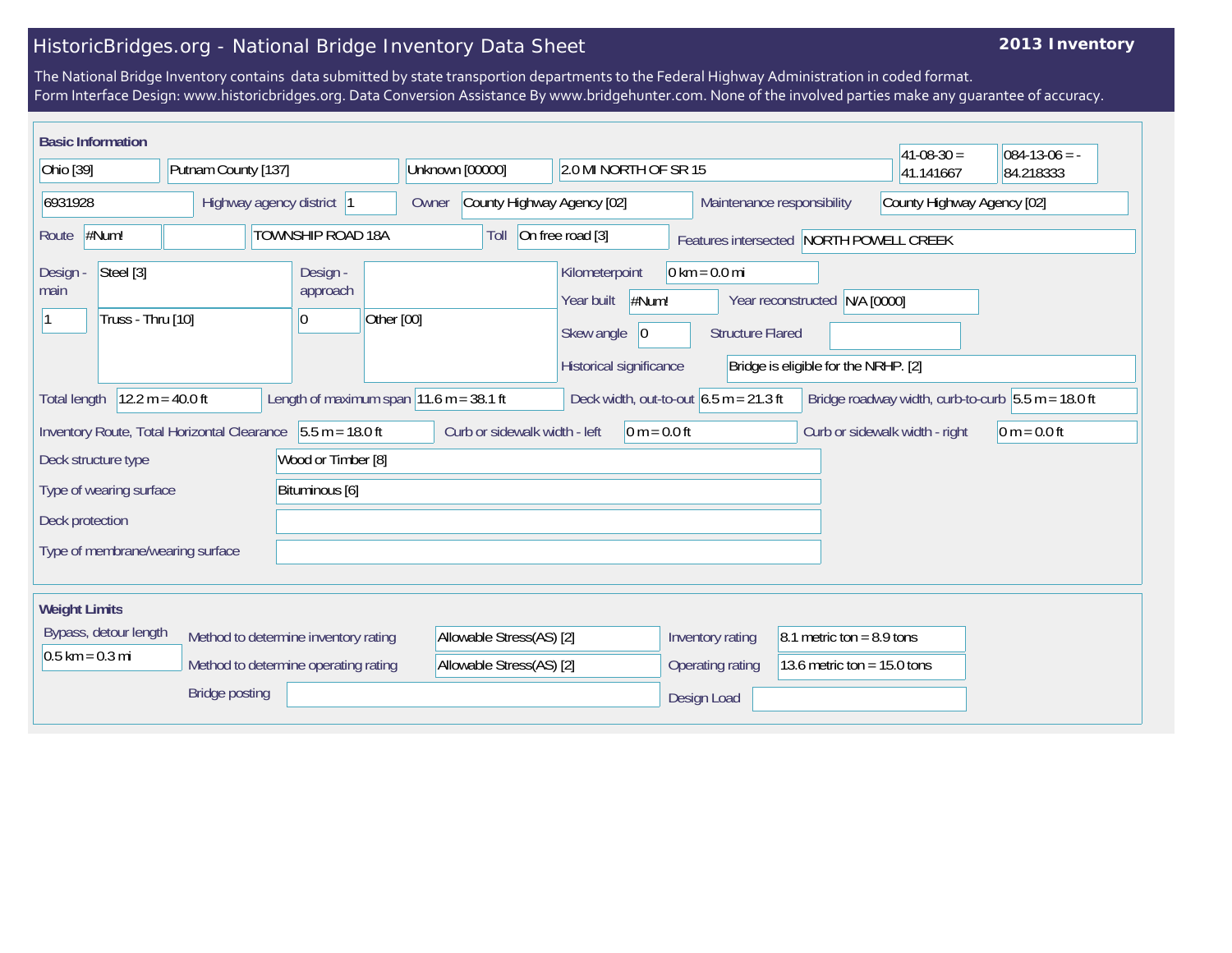# HistoricBridges.org - National Bridge Inventory Data Sheet

**2013 Inventory**

The National Bridge Inventory contains data submitted by state transportion departments to the Federal Highway Administration in coded format.
Form Interface Design: www.historicbridges.org. Data Conversion Assistance By www.bridgehunter.com. None of the involved parties make any guarantee of accuracy.

## Basic Information

| | |
|---|---|
| State | Ohio [39] |
| County | Putnam County [137] |
| Place | Unknown [00000] |
| Location | 2.0 MI NORTH OF SR 15 |
| Latitude | 41-08-30 = 41.141667 |
| Longitude | 084-13-06 = -84.218333 |
| Structure number | 6931928 |
| Highway agency district | 1 |
| Owner | County Highway Agency [02] |
| Maintenance responsibility | County Highway Agency [02] |
| Route | #Num! |
| Facility carried | TOWNSHIP ROAD 18A |
| Toll | On free road [3] |
| Features intersected | NORTH POWELL CREEK |
| Design - main | Steel [3] |
| Number of main spans | 1 |
| Main span design | Truss - Thru [10] |
| Design - approach | |
| Number of approach spans | 0 |
| Approach span design | Other [00] |
| Kilometerpoint | 0 km = 0.0 mi |
| Year built | #Num! |
| Year reconstructed | N/A [0000] |
| Skew angle | 0 |
| Structure Flared | |
| Historical significance | Bridge is eligible for the NRHP. [2] |
| Total length | 12.2 m = 40.0 ft |
| Length of maximum span | 11.6 m = 38.1 ft |
| Deck width, out-to-out | 6.5 m = 21.3 ft |
| Bridge roadway width, curb-to-curb | 5.5 m = 18.0 ft |
| Inventory Route, Total Horizontal Clearance | 5.5 m = 18.0 ft |
| Curb or sidewalk width - left | 0 m = 0.0 ft |
| Curb or sidewalk width - right | 0 m = 0.0 ft |
| Deck structure type | Wood or Timber [8] |
| Type of wearing surface | Bituminous [6] |
| Deck protection | |
| Type of membrane/wearing surface | |

## Weight Limits

| | |
|---|---|
| Bypass, detour length | 0.5 km = 0.3 mi |
| Method to determine inventory rating | Allowable Stress(AS) [2] |
| Method to determine operating rating | Allowable Stress(AS) [2] |
| Inventory rating | 8.1 metric ton = 8.9 tons |
| Operating rating | 13.6 metric ton = 15.0 tons |
| Bridge posting | |
| Design Load | |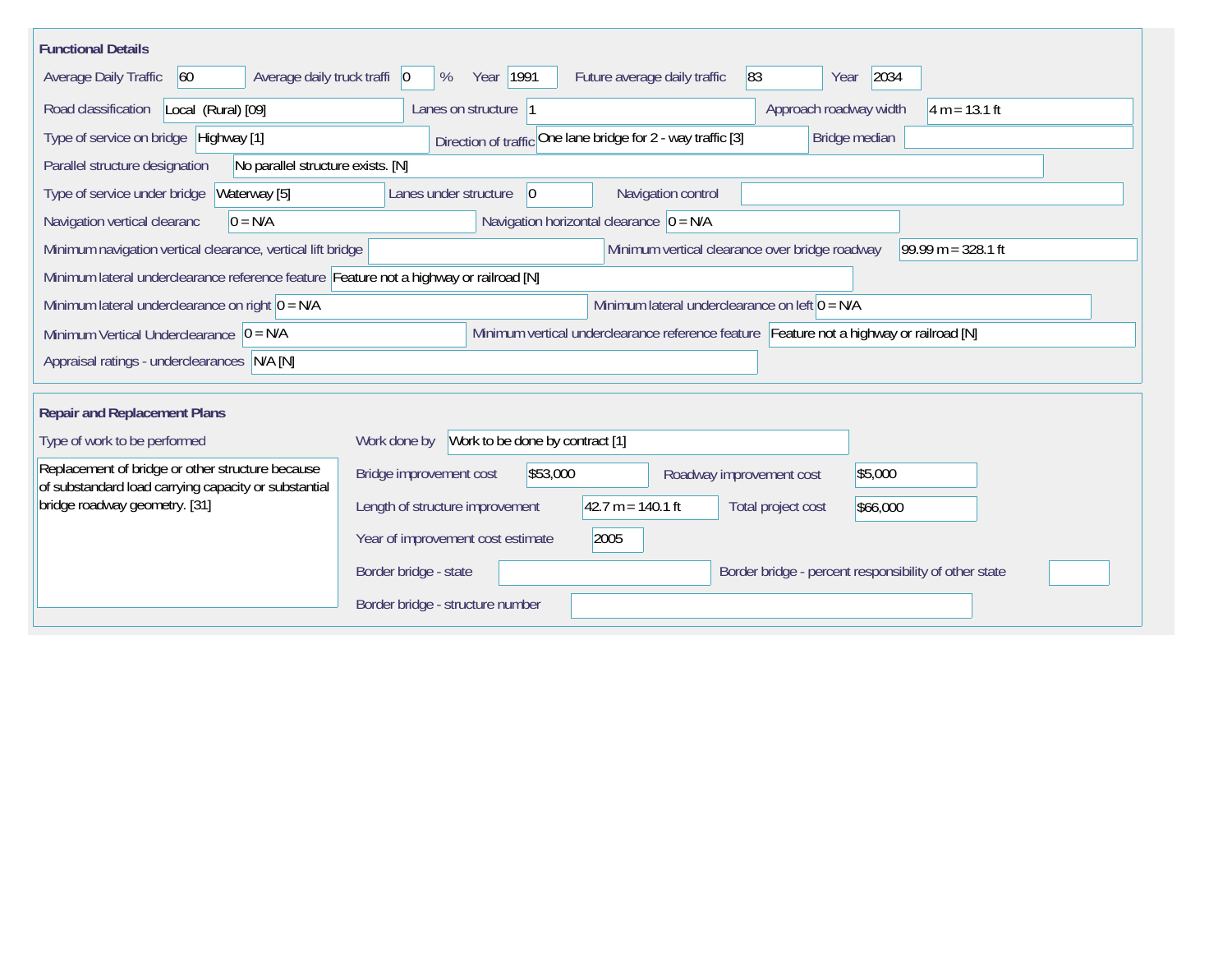## Functional Details

| Field | Value |
|---|---|
| Average Daily Traffic | 60 |
| Average daily truck traffi | 0 % |
| Year | 1991 |
| Future average daily traffic | 83 |
| Year | 2034 |
| Road classification | Local (Rural) [09] |
| Lanes on structure | 1 |
| Approach roadway width | 4 m = 13.1 ft |
| Type of service on bridge | Highway [1] |
| Direction of traffic | One lane bridge for 2 - way traffic [3] |
| Bridge median | |
| Parallel structure designation | No parallel structure exists. [N] |
| Type of service under bridge | Waterway [5] |
| Lanes under structure | 0 |
| Navigation control | |
| Navigation vertical clearanc | 0 = N/A |
| Navigation horizontal clearance | 0 = N/A |
| Minimum navigation vertical clearance, vertical lift bridge | |
| Minimum vertical clearance over bridge roadway | 99.99 m = 328.1 ft |
| Minimum lateral underclearance reference feature | Feature not a highway or railroad [N] |
| Minimum lateral underclearance on right | 0 = N/A |
| Minimum lateral underclearance on left | 0 = N/A |
| Minimum Vertical Underclearance | 0 = N/A |
| Minimum vertical underclearance reference feature | Feature not a highway or railroad [N] |
| Appraisal ratings - underclearances | N/A [N] |

## Repair and Replacement Plans

| Field | Value |
|---|---|
| Type of work to be performed | Replacement of bridge or other structure because of substandard load carrying capacity or substantial bridge roadway geometry. [31] |
| Work done by | Work to be done by contract [1] |
| Bridge improvement cost | $53,000 |
| Roadway improvement cost | $5,000 |
| Length of structure improvement | 42.7 m = 140.1 ft |
| Total project cost | $66,000 |
| Year of improvement cost estimate | 2005 |
| Border bridge - state | |
| Border bridge - percent responsibility of other state | |
| Border bridge - structure number | |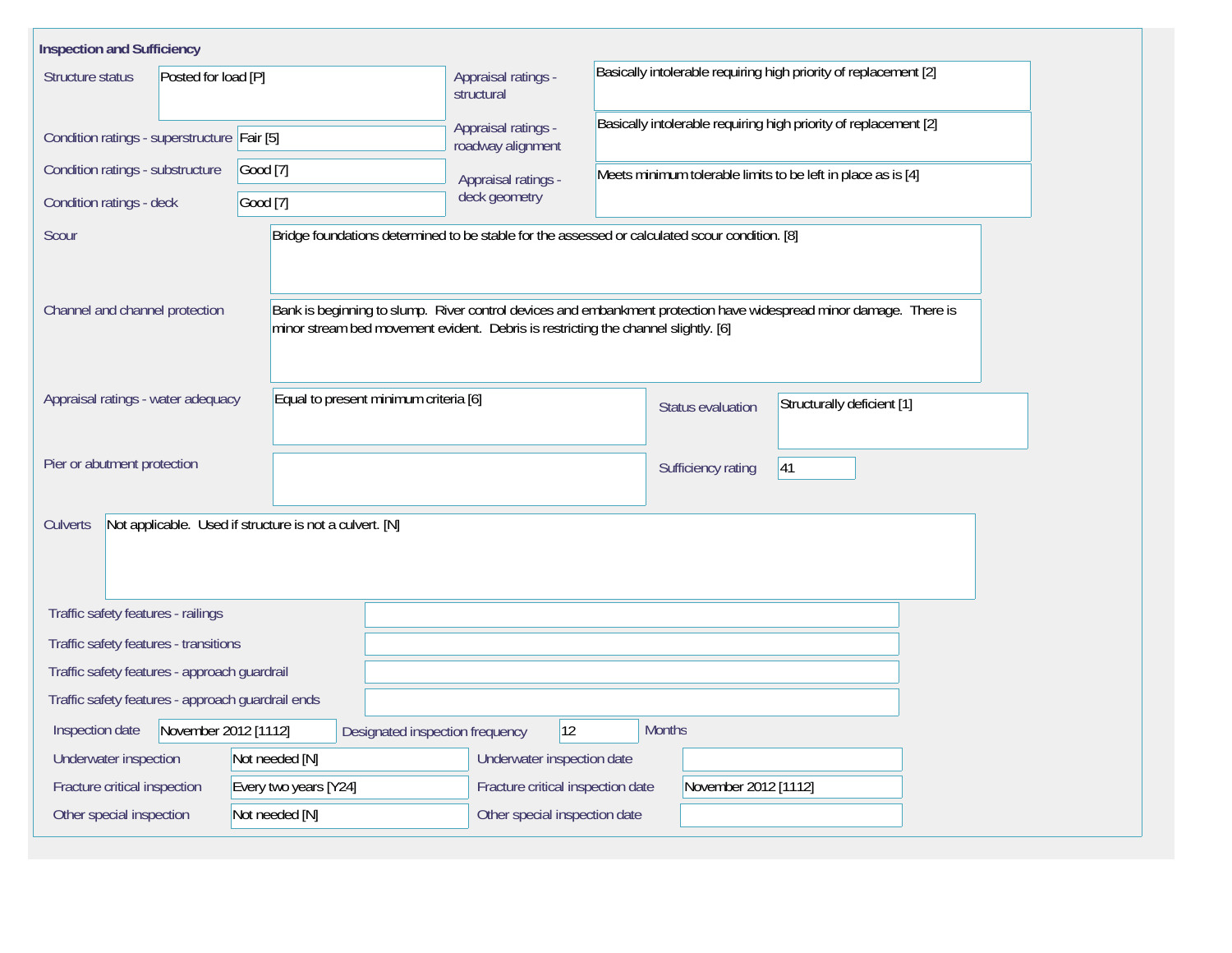## Inspection and Sufficiency

| Field | Value |
|---|---|
| Structure status | Posted for load [P] |
| Appraisal ratings - structural | Basically intolerable requiring high priority of replacement [2] |
| Condition ratings - superstructure | Fair [5] |
| Appraisal ratings - roadway alignment | Basically intolerable requiring high priority of replacement [2] |
| Condition ratings - substructure | Good [7] |
| Appraisal ratings - deck geometry | Meets minimum tolerable limits to be left in place as is [4] |
| Condition ratings - deck | Good [7] |
| Scour | Bridge foundations determined to be stable for the assessed or calculated scour condition. [8] |
| Channel and channel protection | Bank is beginning to slump. River control devices and embankment protection have widespread minor damage. There is minor stream bed movement evident. Debris is restricting the channel slightly. [6] |
| Appraisal ratings - water adequacy | Equal to present minimum criteria [6] |
| Status evaluation | Structurally deficient [1] |
| Pier or abutment protection | |
| Sufficiency rating | 41 |
| Culverts | Not applicable. Used if structure is not a culvert. [N] |
| Traffic safety features - railings | |
| Traffic safety features - transitions | |
| Traffic safety features - approach guardrail | |
| Traffic safety features - approach guardrail ends | |
| Inspection date | November 2012 [1112] |
| Designated inspection frequency | 12 Months |
| Underwater inspection | Not needed [N] |
| Underwater inspection date | |
| Fracture critical inspection | Every two years [Y24] |
| Fracture critical inspection date | November 2012 [1112] |
| Other special inspection | Not needed [N] |
| Other special inspection date | |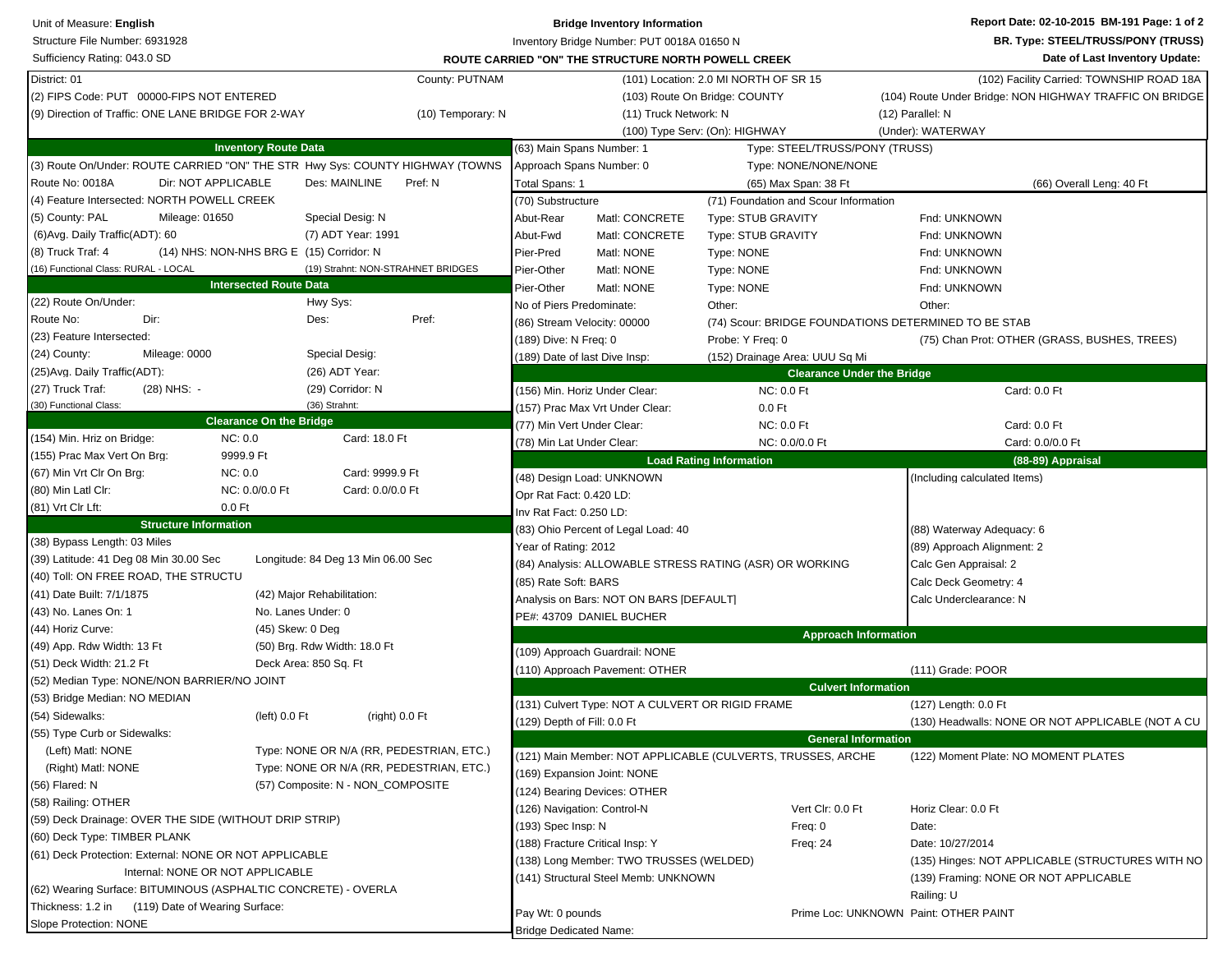Unit of Measure: **English**

Structure File Number: 6931928

Sufficiency Rating: 043.0 SD

**Bridge Inventory Information**

Inventory Bridge Number: PUT 0018A 01650 N

**ROUTE CARRIED "ON" THE STRUCTURE NORTH POWELL CREEK**

**Report Date: 02-10-2015 BM-191 Page: 1 of 2**

**BR. Type: STEEL/TRUSS/PONY (TRUSS)**

**Date of Last Inventory Update:**

District: 01 | County: PUTNAM | (101) Location: 2.0 MI NORTH OF SR 15 | (102) Facility Carried: TOWNSHIP ROAD 18A

(2) FIPS Code: PUT 00000-FIPS NOT ENTERED | (103) Route On Bridge: COUNTY | (104) Route Under Bridge: NON HIGHWAY TRAFFIC ON BRIDGE

(9) Direction of Traffic: ONE LANE BRIDGE FOR 2-WAY | (10) Temporary: N | (11) Truck Network: N | (12) Parallel: N

(100) Type Serv: (On): HIGHWAY | (Under): WATERWAY

## Inventory Route Data

(3) Route On/Under: ROUTE CARRIED "ON" THE STR Hwy Sys: COUNTY HIGHWAY (TOWNS

Route No: 0018A | Dir: NOT APPLICABLE | Des: MAINLINE | Pref: N

(4) Feature Intersected: NORTH POWELL CREEK

(5) County: PAL | Mileage: 01650 | Special Desig: N

(6)Avg. Daily Traffic(ADT): 60 | (7) ADT Year: 1991

(8) Truck Traf: 4 | (14) NHS: NON-NHS BRG E | (15) Corridor: N

(16) Functional Class: RURAL - LOCAL | (19) Strahnt: NON-STRAHNET BRIDGES

## Intersected Route Data

(22) Route On/Under: | Hwy Sys:

Route No: | Dir: | Des: | Pref:

(23) Feature Intersected:

(24) County: | Mileage: 0000 | Special Desig:

(25)Avg. Daily Traffic(ADT): | (26) ADT Year:

(27) Truck Traf: | (28) NHS: - | (29) Corridor: N

(30) Functional Class: | (36) Strahnt:

## Clearance On the Bridge

| | NC | Card |
|---|---|---|
| (154) Min. Hriz on Bridge: | NC: 0.0 | Card: 18.0 Ft |
| (155) Prac Max Vert On Brg: | 9999.9 Ft | |
| (67) Min Vrt Clr On Brg: | NC: 0.0 | Card: 9999.9 Ft |
| (80) Min Latl Clr: | NC: 0.0/0.0 Ft | Card: 0.0/0.0 Ft |
| (81) Vrt Clr Lft: | 0.0 Ft | |

## Structure Information

(38) Bypass Length: 03 Miles

(39) Latitude: 41 Deg 08 Min 30.00 Sec | Longitude: 84 Deg 13 Min 06.00 Sec

(40) Toll: ON FREE ROAD, THE STRUCTU

(41) Date Built: 7/1/1875 | (42) Major Rehabilitation:

(43) No. Lanes On: 1 | No. Lanes Under: 0

(44) Horiz Curve: | (45) Skew: 0 Deg

(49) App. Rdw Width: 13 Ft | (50) Brg. Rdw Width: 18.0 Ft

(51) Deck Width: 21.2 Ft | Deck Area: 850 Sq. Ft

(52) Median Type: NONE/NON BARRIER/NO JOINT

(53) Bridge Median: NO MEDIAN

(54) Sidewalks: | (left) 0.0 Ft | (right) 0.0 Ft

(55) Type Curb or Sidewalks:

(Left) Matl: NONE | Type: NONE OR N/A (RR, PEDESTRIAN, ETC.)

(Right) Matl: NONE | Type: NONE OR N/A (RR, PEDESTRIAN, ETC.)

(56) Flared: N | (57) Composite: N - NON_COMPOSITE

(58) Railing: OTHER

(59) Deck Drainage: OVER THE SIDE (WITHOUT DRIP STRIP)

(60) Deck Type: TIMBER PLANK

(61) Deck Protection: External: NONE OR NOT APPLICABLE

Internal: NONE OR NOT APPLICABLE

(62) Wearing Surface: BITUMINOUS (ASPHALTIC CONCRETE) - OVERLA

Thickness: 1.2 in | (119) Date of Wearing Surface:

Slope Protection: NONE

---

(63) Main Spans Number: 1 | Type: STEEL/TRUSS/PONY (TRUSS)

Approach Spans Number: 0 | Type: NONE/NONE/NONE

Total Spans: 1 | (65) Max Span: 38 Ft | (66) Overall Leng: 40 Ft

| (70) Substructure | | (71) Foundation and Scour Information | |
|---|---|---|---|
| Abut-Rear | Matl: CONCRETE | Type: STUB GRAVITY | Fnd: UNKNOWN |
| Abut-Fwd | Matl: CONCRETE | Type: STUB GRAVITY | Fnd: UNKNOWN |
| Pier-Pred | Matl: NONE | Type: NONE | Fnd: UNKNOWN |
| Pier-Other | Matl: NONE | Type: NONE | Fnd: UNKNOWN |
| Pier-Other | Matl: NONE | Type: NONE | Fnd: UNKNOWN |
| No of Piers Predominate: | | Other: | Other: |

(86) Stream Velocity: 00000 | (74) Scour: BRIDGE FOUNDATIONS DETERMINED TO BE STAB

(189) Dive: N Freq: 0 | Probe: Y Freq: 0 | (75) Chan Prot: OTHER (GRASS, BUSHES, TREES)

(189) Date of last Dive Insp: | (152) Drainage Area: UUU Sq Mi

## Clearance Under the Bridge

| | NC | Card |
|---|---|---|
| (156) Min. Horiz Under Clear: | NC: 0.0 Ft | Card: 0.0 Ft |
| (157) Prac Max Vrt Under Clear: | 0.0 Ft | |
| (77) Min Vert Under Clear: | NC: 0.0 Ft | Card: 0.0 Ft |
| (78) Min Lat Under Clear: | NC: 0.0/0.0 Ft | Card: 0.0/0.0 Ft |

## Load Rating Information

(48) Design Load: UNKNOWN

Opr Rat Fact: 0.420 LD:

Inv Rat Fact: 0.250 LD:

(83) Ohio Percent of Legal Load: 40

Year of Rating: 2012

(84) Analysis: ALLOWABLE STRESS RATING (ASR) OR WORKING

(85) Rate Soft: BARS

Analysis on Bars: NOT ON BARS [DEFAULT]

PE#: 43709 DANIEL BUCHER

## (88-89) Appraisal

(Including calculated Items)

(88) Waterway Adequacy: 6

(89) Approach Alignment: 2

Calc Gen Appraisal: 2

Calc Deck Geometry: 4

Calc Underclearance: N

## Approach Information

(109) Approach Guardrail: NONE

(110) Approach Pavement: OTHER | (111) Grade: POOR

## Culvert Information

(131) Culvert Type: NOT A CULVERT OR RIGID FRAME | (127) Length: 0.0 Ft

(129) Depth of Fill: 0.0 Ft | (130) Headwalls: NONE OR NOT APPLICABLE (NOT A CU

## General Information

(121) Main Member: NOT APPLICABLE (CULVERTS, TRUSSES, ARCHE | (122) Moment Plate: NO MOMENT PLATES

(169) Expansion Joint: NONE

(124) Bearing Devices: OTHER

(126) Navigation: Control-N | Vert Clr: 0.0 Ft | Horiz Clear: 0.0 Ft

(193) Spec Insp: N | Freq: 0 | Date:

(188) Fracture Critical Insp: Y | Freq: 24 | Date: 10/27/2014

(138) Long Member: TWO TRUSSES (WELDED) | (135) Hinges: NOT APPLICABLE (STRUCTURES WITH NO

(141) Structural Steel Memb: UNKNOWN | (139) Framing: NONE OR NOT APPLICABLE

Railing: U

Pay Wt: 0 pounds | Prime Loc: UNKNOWN | Paint: OTHER PAINT

Bridge Dedicated Name: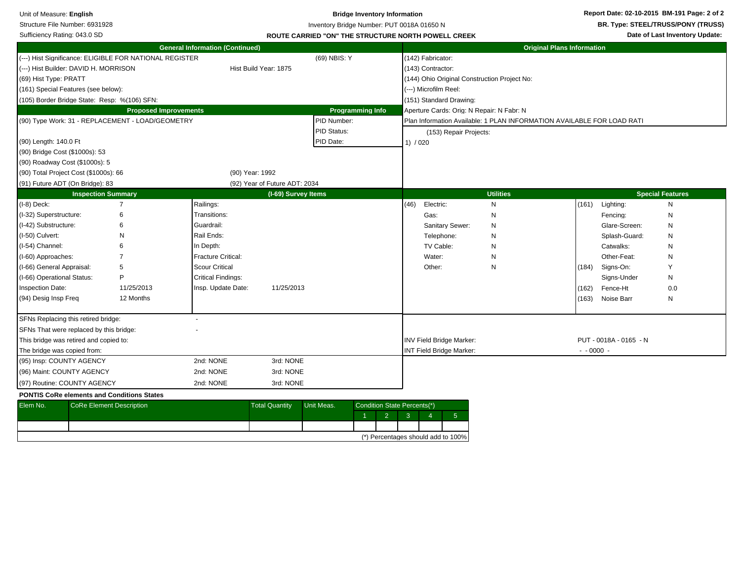Unit of Measure: **English**
Structure File Number: 6931928
Sufficiency Rating: 043.0 SD

**Bridge Inventory Information**
Inventory Bridge Number: PUT 0018A 01650 N
**ROUTE CARRIED "ON" THE STRUCTURE NORTH POWELL CREEK**

**Report Date: 02-10-2015 BM-191**
**BR. Type: STEEL/TRUSS/PONY (TRUSS)**
**Date of Last Inventory Update:**

## General Information (Continued)

| | | |
|---|---|---|
| (---) Hist Significance: ELIGIBLE FOR NATIONAL REGISTER | | (69) NBIS: Y |
| (---) Hist Builder: DAVID H. MORRISON | Hist Build Year: 1875 | |
| (69) Hist Type: PRATT | | |
| (161) Special Features (see below): | | |
| (105) Border Bridge State: Resp: %(106) SFN: | | |

## Original Plans Information

(142) Fabricator:
(143) Contractor:
(144) Ohio Original Construction Project No:
(---) Microfilm Reel:
(151) Standard Drawing:
Aperture Cards: Orig: N Repair: N Fabr: N
Plan Information Available: 1 PLAN INFORMATION AVAILABLE FOR LOAD RATI

(153) Repair Projects:
1) / 020

## Proposed Improvements

| Proposed Improvements | | Programming Info |
|---|---|---|
| (90) Type Work: 31 - REPLACEMENT - LOAD/GEOMETRY | | PID Number: |
| | | PID Status: |
| (90) Length: 140.0 Ft | | PID Date: |
| (90) Bridge Cost ($1000s): 53 | | |
| (90) Roadway Cost ($1000s): 5 | | |
| (90) Total Project Cost ($1000s): 66 | (90) Year: 1992 | |
| (91) Future ADT (On Bridge): 83 | (92) Year of Future ADT: 2034 | |

## Inspection Summary / (I-69) Survey Items

| Inspection Summary | | (I-69) Survey Items | |
|---|---|---|---|
| (I-8) Deck: | 7 | Railings: | |
| (I-32) Superstructure: | 6 | Transitions: | |
| (I-42) Substructure: | 6 | Guardrail: | |
| (I-50) Culvert: | N | Rail Ends: | |
| (I-54) Channel: | 6 | In Depth: | |
| (I-60) Approaches: | 7 | Fracture Critical: | |
| (I-66) General Appraisal: | 5 | Scour Critical | |
| (I-66) Operational Status: | P | Critical Findings: | |
| Inspection Date: | 11/25/2013 | Insp. Update Date: | 11/25/2013 |
| (94) Desig Insp Freq | 12 Months | | |

## Utilities

| | | |
|---|---|---|
| (46) | Electric: | N |
| | Gas: | N |
| | Sanitary Sewer: | N |
| | Telephone: | N |
| | TV Cable: | N |
| | Water: | N |
| | Other: | N |

## Special Features

| | | |
|---|---|---|
| (161) | Lighting: | N |
| | Fencing: | N |
| | Glare-Screen: | N |
| | Splash-Guard: | N |
| | Catwalks: | N |
| | Other-Feat: | N |
| (184) | Signs-On: | Y |
| | Signs-Under | N |
| (162) | Fence-Ht | 0.0 |
| (163) | Noise Barr | N |

SFNs Replacing this retired bridge: -
SFNs That were replaced by this bridge: -
This bridge was retired and copied to:
The bridge was copied from:

INV Field Bridge Marker: PUT - 0018A - 0165 - N
INT Field Bridge Marker: - - 0000 -

| | | |
|---|---|---|
| (95) Insp: COUNTY AGENCY | 2nd: NONE | 3rd: NONE |
| (96) Maint: COUNTY AGENCY | 2nd: NONE | 3rd: NONE |
| (97) Routine: COUNTY AGENCY | 2nd: NONE | 3rd: NONE |

**PONTIS CoRe elements and Conditions States**

| Elem No. | CoRe Element Description | Total Quantity | Unit Meas. | Condition State Percents(*) | | | | |
|---|---|---|---|---|---|---|---|---|
| | | | | 1 | 2 | 3 | 4 | 5 |
| | | | | | | | | |

(*) Percentages should add to 100%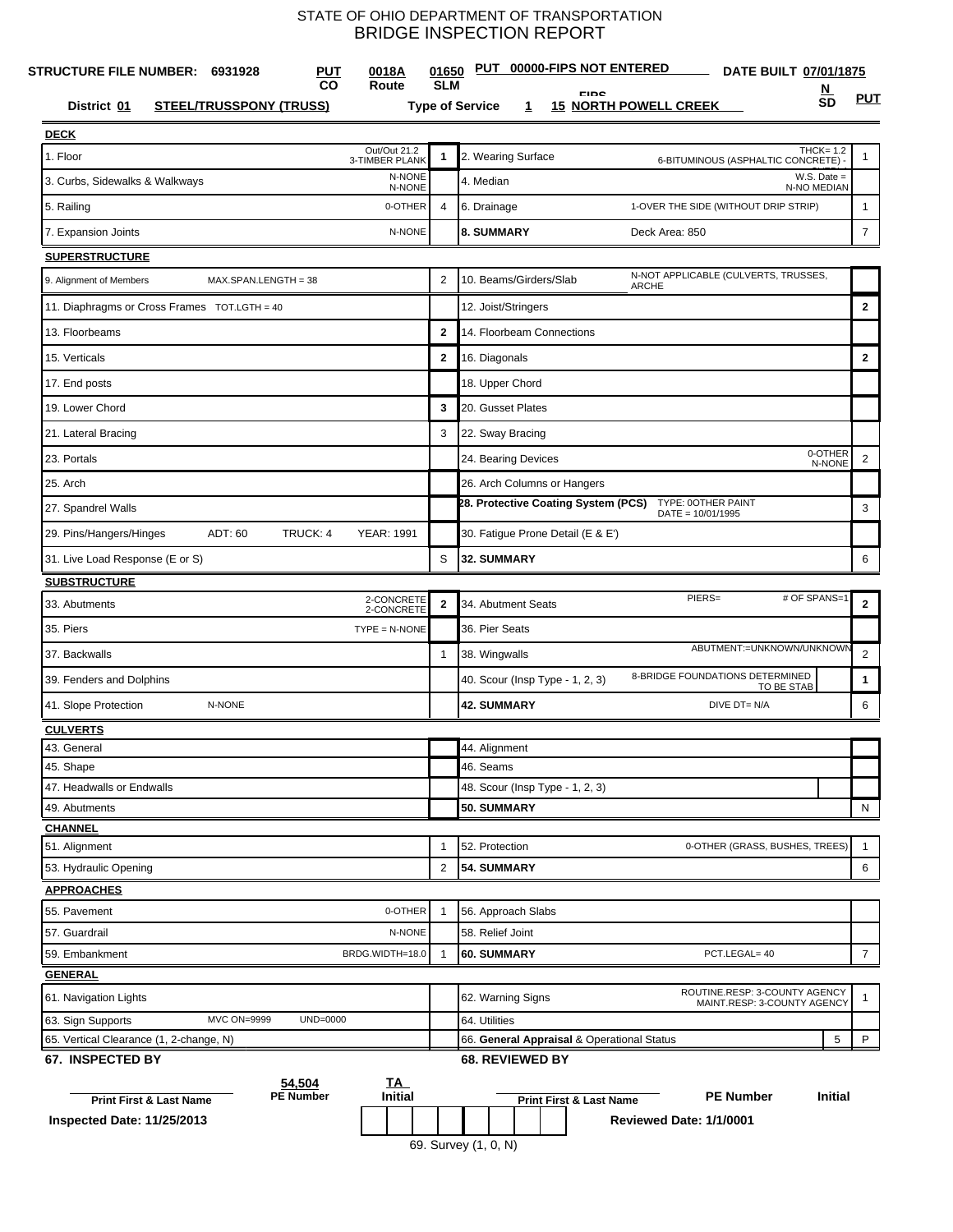STATE OF OHIO DEPARTMENT OF TRANSPORTATION
BRIDGE INSPECTION REPORT

**STRUCTURE FILE NUMBER: 6931928** | PUT CO | 0018A Route | 01650 SLM | PUT 00000-FIPS NOT ENTERED FIPS | DATE BUILT 07/01/1875 | N SD | PUT

District 01 | STEEL/TRUSSPONY (TRUSS) | Type of Service 1 | 15 NORTH POWELL CREEK

**DECK**

| | | | | | |
|---|---|---|---|---|---|
| 1. Floor | Out/Out 21.2 3-TIMBER PLANK | 1 | 2. Wearing Surface | THCK= 1.2 6-BITUMINOUS (ASPHALTIC CONCRETE) - | 1 |
| 3. Curbs, Sidewalks & Walkways | N-NONE N-NONE | | 4. Median | W.S. Date = N-NO MEDIAN | |
| 5. Railing | 0-OTHER | 4 | 6. Drainage | 1-OVER THE SIDE (WITHOUT DRIP STRIP) | 1 |
| 7. Expansion Joints | N-NONE | | **8. SUMMARY** | Deck Area: 850 | 7 |

**SUPERSTRUCTURE**

| | | | | | |
|---|---|---|---|---|---|
| 9. Alignment of Members | MAX.SPAN.LENGTH = 38 | 2 | 10. Beams/Girders/Slab | N-NOT APPLICABLE (CULVERTS, TRUSSES, ARCHE | |
| 11. Diaphragms or Cross Frames | TOT.LGTH = 40 | | 12. Joist/Stringers | | 2 |
| 13. Floorbeams | | 2 | 14. Floorbeam Connections | | |
| 15. Verticals | | 2 | 16. Diagonals | | 2 |
| 17. End posts | | | 18. Upper Chord | | |
| 19. Lower Chord | | 3 | 20. Gusset Plates | | |
| 21. Lateral Bracing | | 3 | 22. Sway Bracing | | |
| 23. Portals | | | 24. Bearing Devices | 0-OTHER N-NONE | 2 |
| 25. Arch | | | 26. Arch Columns or Hangers | | |
| 27. Spandrel Walls | | | **28. Protective Coating System (PCS)** | TYPE: 0OTHER PAINT DATE = 10/01/1995 | 3 |
| 29. Pins/Hangers/Hinges | ADT: 60 TRUCK: 4 YEAR: 1991 | | 30. Fatigue Prone Detail (E & E') | | |
| 31. Live Load Response (E or S) | | S | **32. SUMMARY** | | 6 |

**SUBSTRUCTURE**

| | | | | | |
|---|---|---|---|---|---|
| 33. Abutments | 2-CONCRETE 2-CONCRETE | 2 | 34. Abutment Seats | PIERS= # OF SPANS=1 | 2 |
| 35. Piers | TYPE = N-NONE | | 36. Pier Seats | | |
| 37. Backwalls | | 1 | 38. Wingwalls | ABUTMENT:=UNKNOWN/UNKNOWN | 2 |
| 39. Fenders and Dolphins | | | 40. Scour (Insp Type - 1, 2, 3) | 8-BRIDGE FOUNDATIONS DETERMINED TO BE STAB | 1 |
| 41. Slope Protection | N-NONE | | **42. SUMMARY** | DIVE DT= N/A | 6 |

**CULVERTS**

| | | | | | |
|---|---|---|---|---|---|
| 43. General | | | 44. Alignment | | |
| 45. Shape | | | 46. Seams | | |
| 47. Headwalls or Endwalls | | | 48. Scour (Insp Type - 1, 2, 3) | | |
| 49. Abutments | | | **50. SUMMARY** | | N |

**CHANNEL**

| | | | | | |
|---|---|---|---|---|---|
| 51. Alignment | | 1 | 52. Protection | 0-OTHER (GRASS, BUSHES, TREES) | 1 |
| 53. Hydraulic Opening | | 2 | **54. SUMMARY** | | 6 |

**APPROACHES**

| | | | | | |
|---|---|---|---|---|---|
| 55. Pavement | 0-OTHER | 1 | 56. Approach Slabs | | |
| 57. Guardrail | N-NONE | | 58. Relief Joint | | |
| 59. Embankment | BRDG.WIDTH=18.0 | 1 | **60. SUMMARY** | PCT.LEGAL= 40 | 7 |

**GENERAL**

| | | | | | |
|---|---|---|---|---|---|
| 61. Navigation Lights | | | 62. Warning Signs | ROUTINE.RESP: 3-COUNTY AGENCY MAINT.RESP: 3-COUNTY AGENCY | 1 |
| 63. Sign Supports | MVC ON=9999 UND=0000 | | 64. Utilities | | |
| 65. Vertical Clearance (1, 2-change, N) | | | 66. **General Appraisal** & Operational Status | 5 | P |

**67. INSPECTED BY**

Print First & Last Name | 54,504 PE Number | TA Initial

**Inspected Date: 11/25/2013**

**68. REVIEWED BY**

Print First & Last Name | PE Number | Initial

**Reviewed Date: 1/1/0001**

69. Survey (1, 0, N)